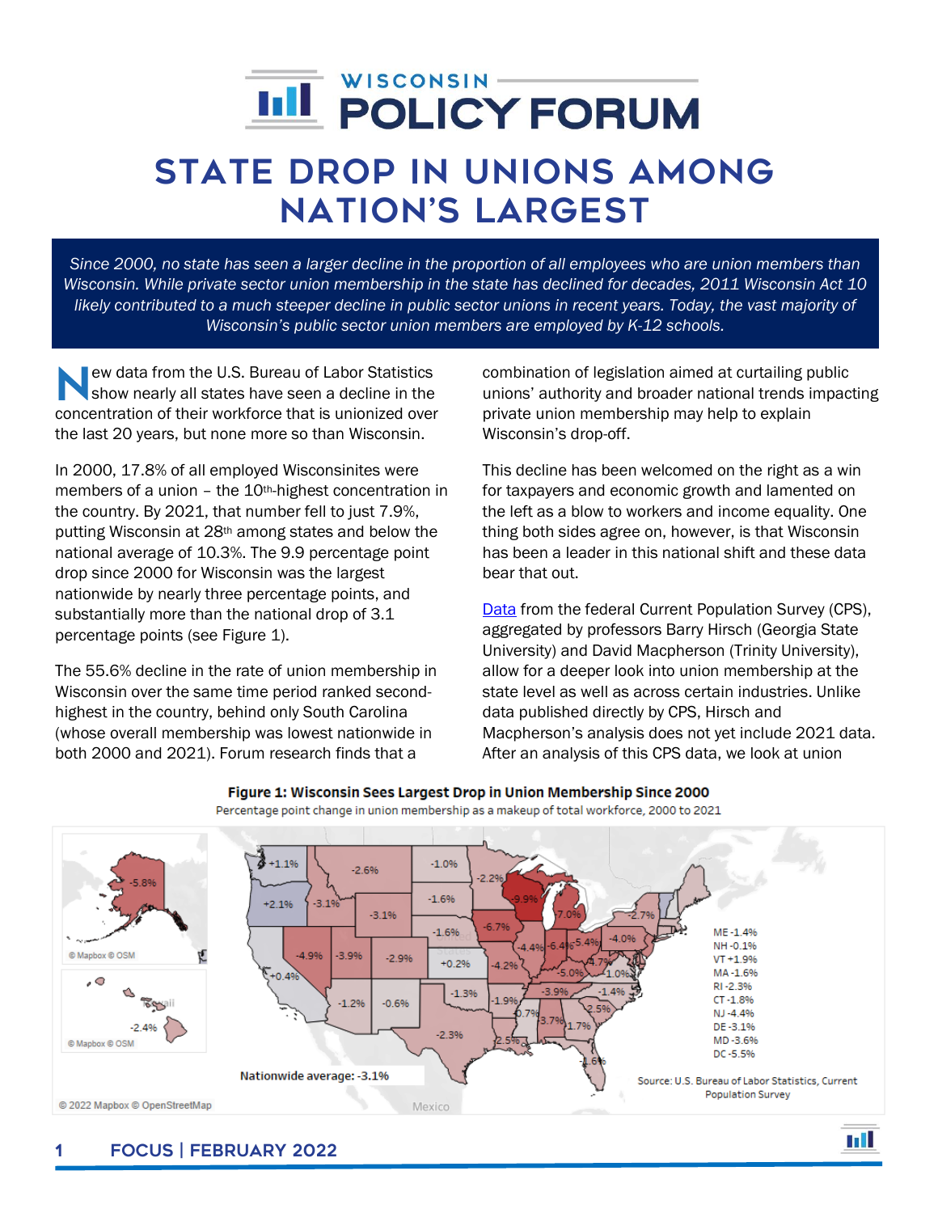# STATE DROP IN UNIONS AMONG NATION'S LARGEST

*Since 2000, no state has seen a larger decline in the proportion of all employees who are union members than Wisconsin. While private sector union membership in the state has declined for decades, 2011 Wisconsin Act 10 likely contributed to a much steeper decline in public sector unions in recent years. Today, the vast majority of Wisconsin's public sector union members are employed by K-12 schools.*

New data from the U.S. Bureau of Labor Statistics show nearly all states have seen a decline in the concentration of their workforce that is unionized over the last 20 years, but none more so than Wisconsin.

In 2000, 17.8% of all employed Wisconsinites were members of a union – the 10th-highest concentration in the country. By 2021, that number fell to just 7.9%, putting Wisconsin at 28th among states and below the national average of 10.3%. The 9.9 percentage point drop since 2000 for Wisconsin was the largest nationwide by nearly three percentage points, and substantially more than the national drop of 3.1 percentage points (see Figure 1).

The 55.6% decline in the rate of union membership in Wisconsin over the same time period ranked second-highest in the country, behind only South Carolina (whose overall membership was lowest nationwide in both 2000 and 2021). Forum research finds that a combination of legislation aimed at curtailing public unions' authority and broader national trends impacting private union membership may help to explain Wisconsin's drop-off.

This decline has been welcomed on the right as a win for taxpayers and economic growth and lamented on the left as a blow to workers and income equality. One thing both sides agree on, however, is that Wisconsin has been a leader in this national shift and these data bear that out.

[Data](#) from the federal Current Population Survey (CPS), aggregated by professors Barry Hirsch (Georgia State University) and David Macpherson (Trinity University), allow for a deeper look into union membership at the state level as well as across certain industries. Unlike data published directly by CPS, Hirsch and Macpherson's analysis does not yet include 2021 data. After an analysis of this CPS data, we look at union

**Figure 1: Wisconsin Sees Largest Drop in Union Membership Since 2000**

Percentage point change in union membership as a makeup of total workforce, 2000 to 2021

| State | Change |
|---|---|
| ME | -1.4% |
| NH | -0.1% |
| VT | +1.9% |
| MA | -1.6% |
| RI | -2.3% |
| CT | -1.8% |
| NJ | -4.4% |
| DE | -3.1% |
| MD | -3.6% |
| DC | -5.5% |

Nationwide average: -3.1%

Source: U.S. Bureau of Labor Statistics, Current Population Survey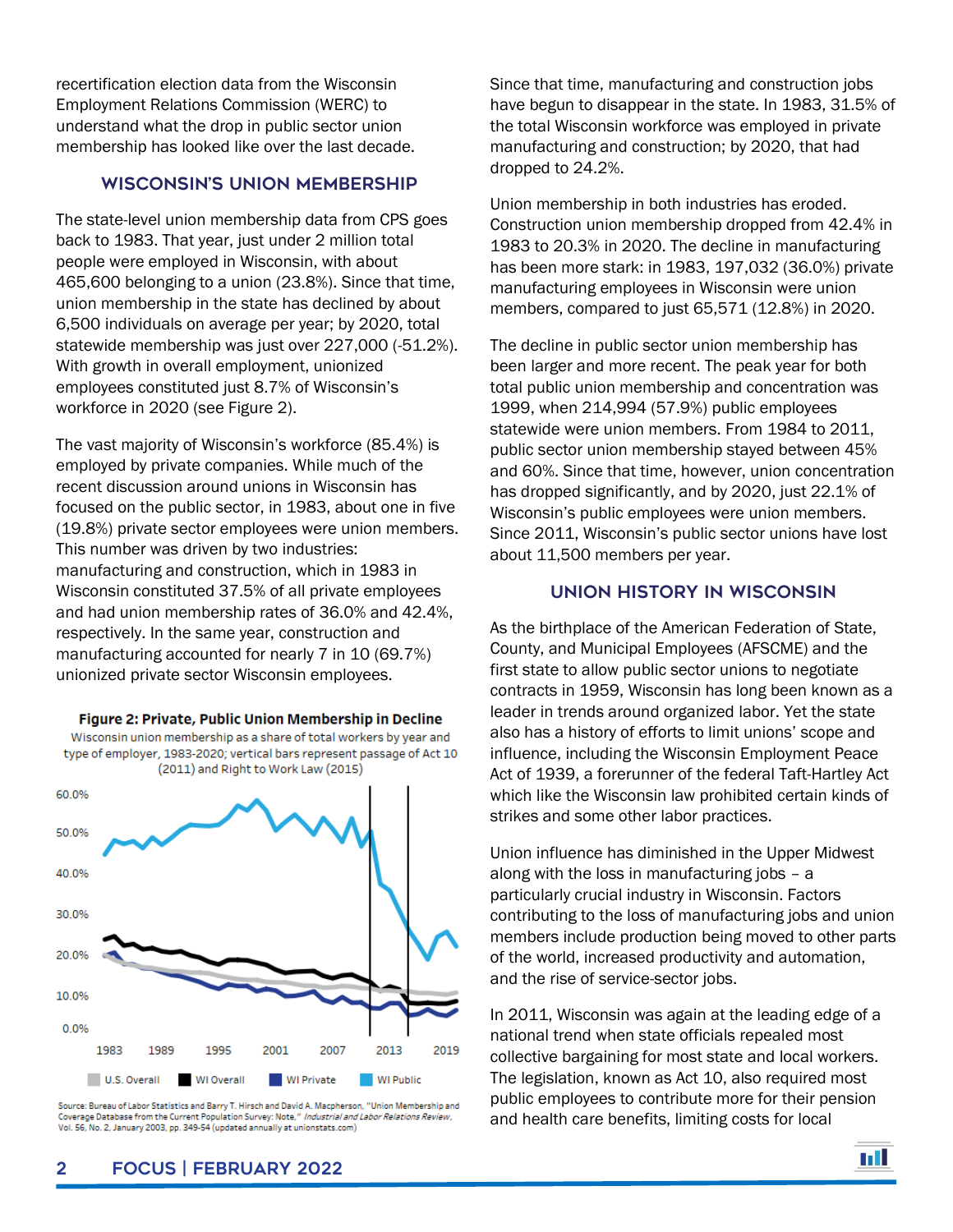recertification election data from the Wisconsin Employment Relations Commission (WERC) to understand what the drop in public sector union membership has looked like over the last decade.

## WISCONSIN'S UNION MEMBERSHIP

The state-level union membership data from CPS goes back to 1983. That year, just under 2 million total people were employed in Wisconsin, with about 465,600 belonging to a union (23.8%). Since that time, union membership in the state has declined by about 6,500 individuals on average per year; by 2020, total statewide membership was just over 227,000 (-51.2%). With growth in overall employment, unionized employees constituted just 8.7% of Wisconsin's workforce in 2020 (see Figure 2).

The vast majority of Wisconsin's workforce (85.4%) is employed by private companies. While much of the recent discussion around unions in Wisconsin has focused on the public sector, in 1983, about one in five (19.8%) private sector employees were union members. This number was driven by two industries: manufacturing and construction, which in 1983 in Wisconsin constituted 37.5% of all private employees and had union membership rates of 36.0% and 42.4%, respectively. In the same year, construction and manufacturing accounted for nearly 7 in 10 (69.7%) unionized private sector Wisconsin employees.

**Figure 2: Private, Public Union Membership in Decline**

Wisconsin union membership as a share of total workers by year and type of employer, 1983-2020; vertical bars represent passage of Act 10 (2011) and Right to Work Law (2015)

Source: Bureau of Labor Statistics and Barry T. Hirsch and David A. Macpherson, "Union Membership and Coverage Database from the Current Population Survey: Note," *Industrial and Labor Relations Review*, Vol. 56, No. 2, January 2003, pp. 349-54 (updated annually at unionstats.com)

Since that time, manufacturing and construction jobs have begun to disappear in the state. In 1983, 31.5% of the total Wisconsin workforce was employed in private manufacturing and construction; by 2020, that had dropped to 24.2%.

Union membership in both industries has eroded. Construction union membership dropped from 42.4% in 1983 to 20.3% in 2020. The decline in manufacturing has been more stark: in 1983, 197,032 (36.0%) private manufacturing employees in Wisconsin were union members, compared to just 65,571 (12.8%) in 2020.

The decline in public sector union membership has been larger and more recent. The peak year for both total public union membership and concentration was 1999, when 214,994 (57.9%) public employees statewide were union members. From 1984 to 2011, public sector union membership stayed between 45% and 60%. Since that time, however, union concentration has dropped significantly, and by 2020, just 22.1% of Wisconsin's public employees were union members. Since 2011, Wisconsin's public sector unions have lost about 11,500 members per year.

## UNION HISTORY IN WISCONSIN

As the birthplace of the American Federation of State, County, and Municipal Employees (AFSCME) and the first state to allow public sector unions to negotiate contracts in 1959, Wisconsin has long been known as a leader in trends around organized labor. Yet the state also has a history of efforts to limit unions' scope and influence, including the Wisconsin Employment Peace Act of 1939, a forerunner of the federal Taft-Hartley Act which like the Wisconsin law prohibited certain kinds of strikes and some other labor practices.

Union influence has diminished in the Upper Midwest along with the loss in manufacturing jobs – a particularly crucial industry in Wisconsin. Factors contributing to the loss of manufacturing jobs and union members include production being moved to other parts of the world, increased productivity and automation, and the rise of service-sector jobs.

In 2011, Wisconsin was again at the leading edge of a national trend when state officials repealed most collective bargaining for most state and local workers. The legislation, known as Act 10, also required most public employees to contribute more for their pension and health care benefits, limiting costs for local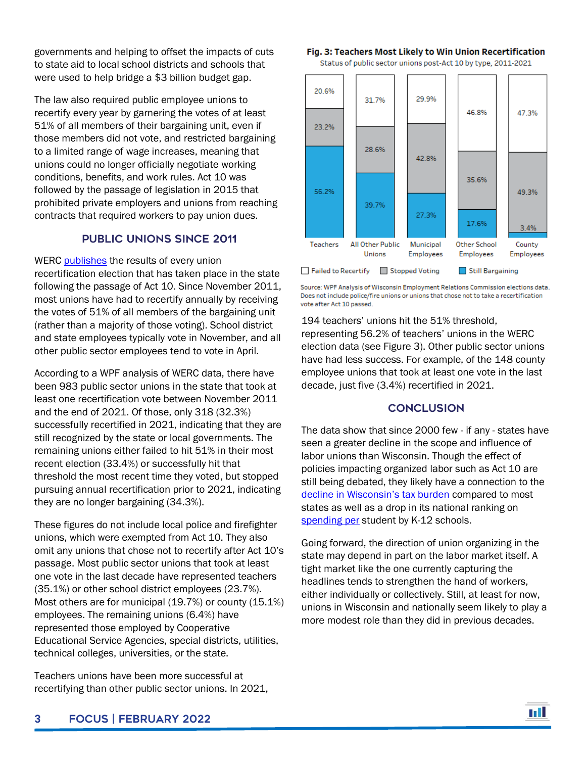governments and helping to offset the impacts of cuts to state aid to local school districts and schools that were used to help bridge a $3 billion budget gap.

The law also required public employee unions to recertify every year by garnering the votes of at least 51% of all members of their bargaining unit, even if those members did not vote, and restricted bargaining to a limited range of wage increases, meaning that unions could no longer officially negotiate working conditions, benefits, and work rules. Act 10 was followed by the passage of legislation in 2015 that prohibited private employers and unions from reaching contracts that required workers to pay union dues.

## PUBLIC UNIONS SINCE 2011

WERC publishes the results of every union recertification election that has taken place in the state following the passage of Act 10. Since November 2011, most unions have had to recertify annually by receiving the votes of 51% of all members of the bargaining unit (rather than a majority of those voting). School district and state employees typically vote in November, and all other public sector employees tend to vote in April.

According to a WPF analysis of WERC data, there have been 983 public sector unions in the state that took at least one recertification vote between November 2011 and the end of 2021. Of those, only 318 (32.3%) successfully recertified in 2021, indicating that they are still recognized by the state or local governments. The remaining unions either failed to hit 51% in their most recent election (33.4%) or successfully hit that threshold the most recent time they voted, but stopped pursuing annual recertification prior to 2021, indicating they are no longer bargaining (34.3%).

These figures do not include local police and firefighter unions, which were exempted from Act 10. They also omit any unions that chose not to recertify after Act 10's passage. Most public sector unions that took at least one vote in the last decade have represented teachers (35.1%) or other school district employees (23.7%). Most others are for municipal (19.7%) or county (15.1%) employees. The remaining unions (6.4%) have represented those employed by Cooperative Educational Service Agencies, special districts, utilities, technical colleges, universities, or the state.

Teachers unions have been more successful at recertifying than other public sector unions. In 2021, 194 teachers' unions hit the 51% threshold, representing 56.2% of teachers' unions in the WERC election data (see Figure 3). Other public sector unions have had less success. For example, of the 148 county employee unions that took at least one vote in the last decade, just five (3.4%) recertified in 2021.

**Fig. 3: Teachers Most Likely to Win Union Recertification**
Status of public sector unions post-Act 10 by type, 2011-2021

Teachers: 20.6%, 23.2%, 56.2%
All Other Public Unions: 31.7%, 28.6%, 39.7%
Municipal Employees: 29.9%, 42.8%, 27.3%
Other School Employees: 46.8%, 35.6%, 17.6%
County Employees: 47.3%, 49.3%, 3.4%

Failed to Recertify | Stopped Voting | Still Bargaining

Source: WPF Analysis of Wisconsin Employment Relations Commission elections data. Does not include police/fire unions or unions that chose not to take a recertification vote after Act 10 passed.

## CONCLUSION

The data show that since 2000 few - if any - states have seen a greater decline in the scope and influence of labor unions than Wisconsin. Though the effect of policies impacting organized labor such as Act 10 are still being debated, they likely have a connection to the decline in Wisconsin's tax burden compared to most states as well as a drop in its national ranking on spending per student by K-12 schools.

Going forward, the direction of union organizing in the state may depend in part on the labor market itself. A tight market like the one currently capturing the headlines tends to strengthen the hand of workers, either individually or collectively. Still, at least for now, unions in Wisconsin and nationally seem likely to play a more modest role than they did in previous decades.